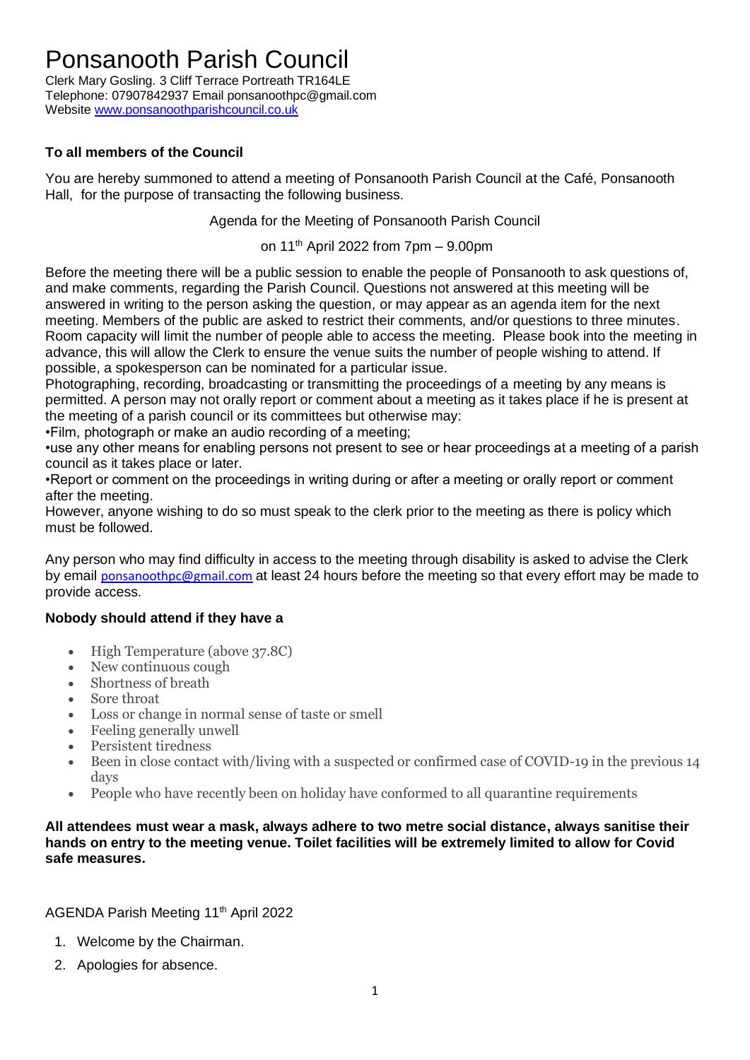# Ponsanooth Parish Council

Clerk Mary Gosling. 3 Cliff Terrace Portreath TR164LE
Telephone: 07907842937 Email ponsanoothpc@gmail.com
Website [www.ponsanoothparishcouncil.co.uk](http://www.ponsanoothparishcouncil.co.uk)

**To all members of the Council**

You are hereby summoned to attend a meeting of Ponsanooth Parish Council at the Café, Ponsanooth Hall, for the purpose of transacting the following business.

Agenda for the Meeting of Ponsanooth Parish Council

on 11th April 2022 from 7pm – 9.00pm

Before the meeting there will be a public session to enable the people of Ponsanooth to ask questions of, and make comments, regarding the Parish Council. Questions not answered at this meeting will be answered in writing to the person asking the question, or may appear as an agenda item for the next meeting. Members of the public are asked to restrict their comments, and/or questions to three minutes. Room capacity will limit the number of people able to access the meeting. Please book into the meeting in advance, this will allow the Clerk to ensure the venue suits the number of people wishing to attend. If possible, a spokesperson can be nominated for a particular issue.
Photographing, recording, broadcasting or transmitting the proceedings of a meeting by any means is permitted. A person may not orally report or comment about a meeting as it takes place if he is present at the meeting of a parish council or its committees but otherwise may:
•Film, photograph or make an audio recording of a meeting;
•use any other means for enabling persons not present to see or hear proceedings at a meeting of a parish council as it takes place or later.
•Report or comment on the proceedings in writing during or after a meeting or orally report or comment after the meeting.
However, anyone wishing to do so must speak to the clerk prior to the meeting as there is policy which must be followed.

Any person who may find difficulty in access to the meeting through disability is asked to advise the Clerk by email ponsanoothpc@gmail.com at least 24 hours before the meeting so that every effort may be made to provide access.

**Nobody should attend if they have a**

- High Temperature (above 37.8C)
- New continuous cough
- Shortness of breath
- Sore throat
- Loss or change in normal sense of taste or smell
- Feeling generally unwell
- Persistent tiredness
- Been in close contact with/living with a suspected or confirmed case of COVID-19 in the previous 14 days
- People who have recently been on holiday have conformed to all quarantine requirements

**All attendees must wear a mask, always adhere to two metre social distance, always sanitise their hands on entry to the meeting venue. Toilet facilities will be extremely limited to allow for Covid safe measures.**

AGENDA Parish Meeting 11th April 2022

1. Welcome by the Chairman.
2. Apologies for absence.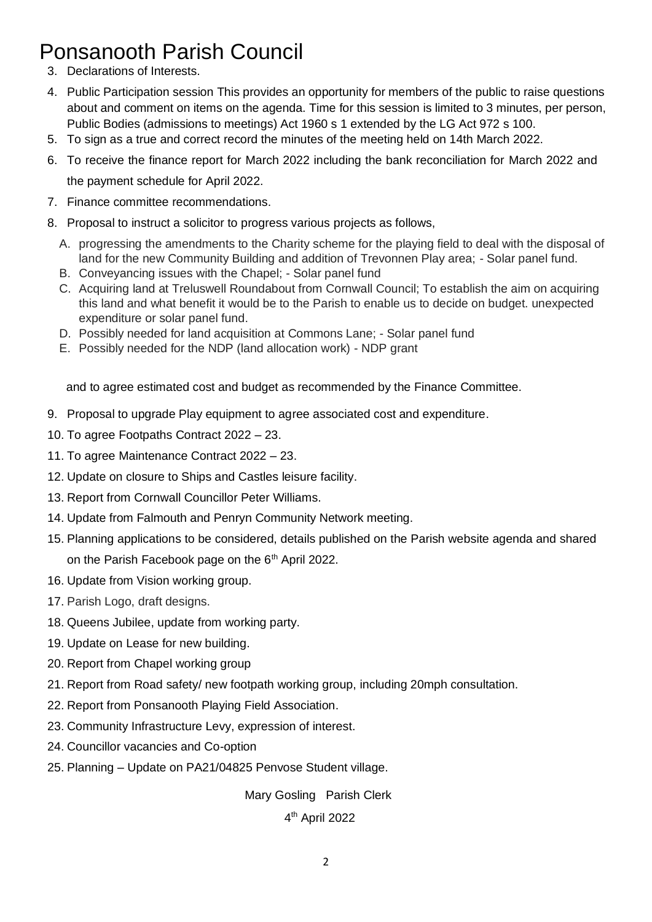# Ponsanooth Parish Council

3. Declarations of Interests.
4. Public Participation session This provides an opportunity for members of the public to raise questions about and comment on items on the agenda. Time for this session is limited to 3 minutes, per person, Public Bodies (admissions to meetings) Act 1960 s 1 extended by the LG Act 972 s 100.
5. To sign as a true and correct record the minutes of the meeting held on 14th March 2022.
6. To receive the finance report for March 2022 including the bank reconciliation for March 2022 and the payment schedule for April 2022.
7. Finance committee recommendations.
8. Proposal to instruct a solicitor to progress various projects as follows,
   A. progressing the amendments to the Charity scheme for the playing field to deal with the disposal of land for the new Community Building and addition of Trevonnen Play area; - Solar panel fund.
   B. Conveyancing issues with the Chapel; - Solar panel fund
   C. Acquiring land at Treluswell Roundabout from Cornwall Council; To establish the aim on acquiring this land and what benefit it would be to the Parish to enable us to decide on budget. unexpected expenditure or solar panel fund.
   D. Possibly needed for land acquisition at Commons Lane; - Solar panel fund
   E. Possibly needed for the NDP (land allocation work) - NDP grant

   and to agree estimated cost and budget as recommended by the Finance Committee.
9. Proposal to upgrade Play equipment to agree associated cost and expenditure.
10. To agree Footpaths Contract 2022 – 23.
11. To agree Maintenance Contract 2022 – 23.
12. Update on closure to Ships and Castles leisure facility.
13. Report from Cornwall Councillor Peter Williams.
14. Update from Falmouth and Penryn Community Network meeting.
15. Planning applications to be considered, details published on the Parish website agenda and shared on the Parish Facebook page on the 6th April 2022.
16. Update from Vision working group.
17. Parish Logo, draft designs.
18. Queens Jubilee, update from working party.
19. Update on Lease for new building.
20. Report from Chapel working group
21. Report from Road safety/ new footpath working group, including 20mph consultation.
22. Report from Ponsanooth Playing Field Association.
23. Community Infrastructure Levy, expression of interest.
24. Councillor vacancies and Co-option
25. Planning – Update on PA21/04825 Penvose Student village.

Mary Gosling Parish Clerk

4th April 2022